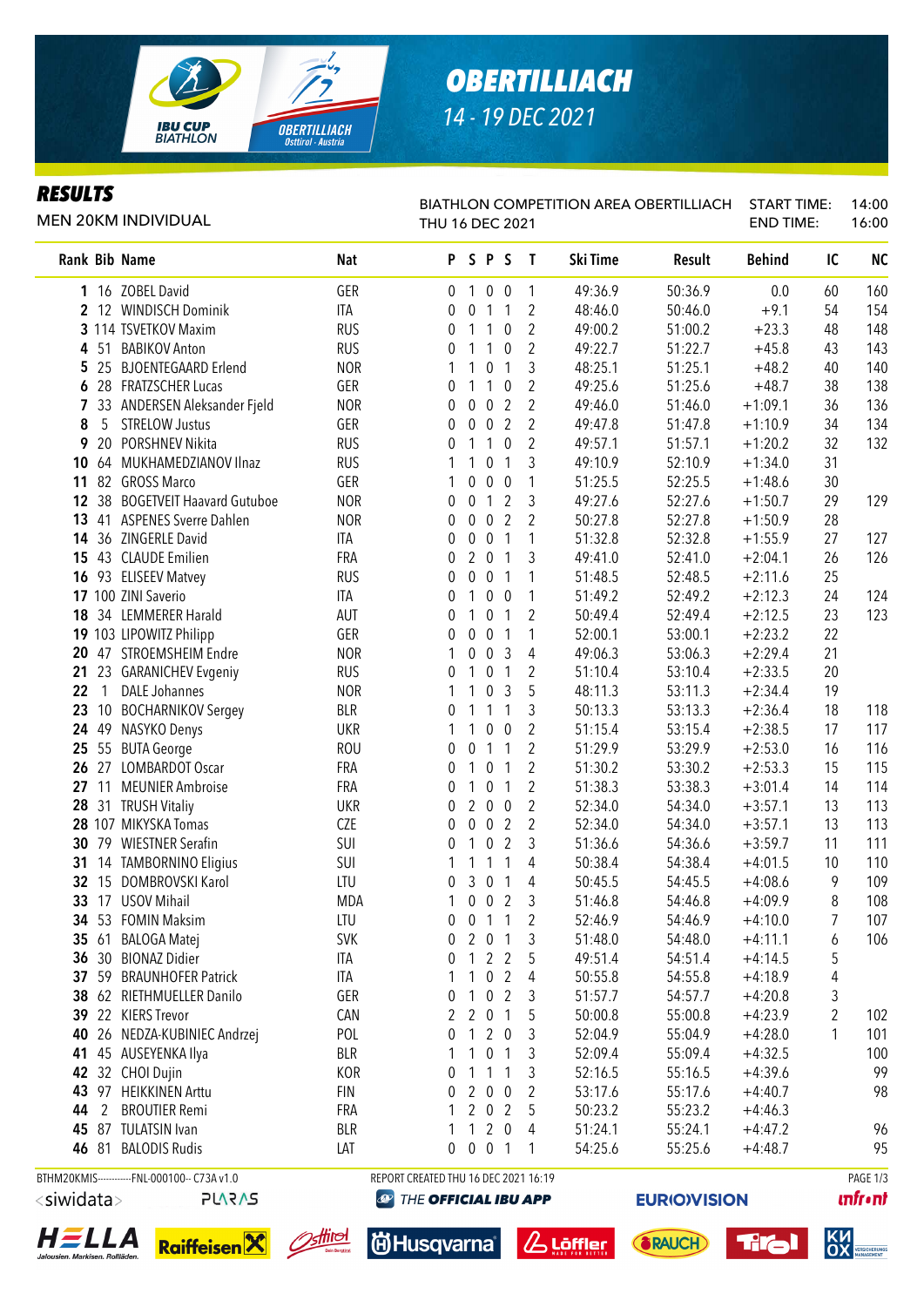# OBERTILLIACH

14 - 19 DEC 2021

## RESULTS

MEN 20KM INDIVIDUAL

BIATHLON COMPETITION AREA OBERTILLIACH
THU 16 DEC 2021

START TIME: 14:00
END TIME: 16:00

| Rank | Bib | Name | Nat | P | S | P | S | T | Ski Time | Result | Behind | IC | NC |
|---|---|---|---|---|---|---|---|---|---|---|---|---|---|
| 1 | 16 | ZOBEL David | GER | 0 | 1 | 0 | 0 | 1 | 49:36.9 | 50:36.9 | 0.0 | 60 | 160 |
| 2 | 12 | WINDISCH Dominik | ITA | 0 | 0 | 1 | 1 | 2 | 48:46.0 | 50:46.0 | +9.1 | 54 | 154 |
| 3 | 114 | TSVETKOV Maxim | RUS | 0 | 1 | 1 | 0 | 2 | 49:00.2 | 51:00.2 | +23.3 | 48 | 148 |
| 4 | 51 | BABIKOV Anton | RUS | 0 | 1 | 1 | 0 | 2 | 49:22.7 | 51:22.7 | +45.8 | 43 | 143 |
| 5 | 25 | BJOENTEGAARD Erlend | NOR | 1 | 1 | 0 | 1 | 3 | 48:25.1 | 51:25.1 | +48.2 | 40 | 140 |
| 6 | 28 | FRATZSCHER Lucas | GER | 0 | 1 | 1 | 0 | 2 | 49:25.6 | 51:25.6 | +48.7 | 38 | 138 |
| 7 | 33 | ANDERSEN Aleksander Fjeld | NOR | 0 | 0 | 0 | 2 | 2 | 49:46.0 | 51:46.0 | +1:09.1 | 36 | 136 |
| 8 | 5 | STRELOW Justus | GER | 0 | 0 | 0 | 2 | 2 | 49:47.8 | 51:47.8 | +1:10.9 | 34 | 134 |
| 9 | 20 | PORSHNEV Nikita | RUS | 0 | 1 | 1 | 0 | 2 | 49:57.1 | 51:57.1 | +1:20.2 | 32 | 132 |
| 10 | 64 | MUKHAMEDZIANOV Ilnaz | RUS | 1 | 1 | 0 | 1 | 3 | 49:10.9 | 52:10.9 | +1:34.0 | 31 | |
| 11 | 82 | GROSS Marco | GER | 1 | 0 | 0 | 0 | 1 | 51:25.5 | 52:25.5 | +1:48.6 | 30 | |
| 12 | 38 | BOGETVEIT Haavard Gutuboe | NOR | 0 | 0 | 1 | 2 | 3 | 49:27.6 | 52:27.6 | +1:50.7 | 29 | 129 |
| 13 | 41 | ASPENES Sverre Dahlen | NOR | 0 | 0 | 0 | 2 | 2 | 50:27.8 | 52:27.8 | +1:50.9 | 28 | |
| 14 | 36 | ZINGERLE David | ITA | 0 | 0 | 0 | 1 | 1 | 51:32.8 | 52:32.8 | +1:55.9 | 27 | 127 |
| 15 | 43 | CLAUDE Emilien | FRA | 0 | 2 | 0 | 1 | 3 | 49:41.0 | 52:41.0 | +2:04.1 | 26 | 126 |
| 16 | 93 | ELISEEV Matvey | RUS | 0 | 0 | 0 | 1 | 1 | 51:48.5 | 52:48.5 | +2:11.6 | 25 | |
| 17 | 100 | ZINI Saverio | ITA | 0 | 1 | 0 | 0 | 1 | 51:49.2 | 52:49.2 | +2:12.3 | 24 | 124 |
| 18 | 34 | LEMMERER Harald | AUT | 0 | 1 | 0 | 1 | 2 | 50:49.4 | 52:49.4 | +2:12.5 | 23 | 123 |
| 19 | 103 | LIPOWITZ Philipp | GER | 0 | 0 | 0 | 1 | 1 | 52:00.1 | 53:00.1 | +2:23.2 | 22 | |
| 20 | 47 | STROEMSHEIM Endre | NOR | 1 | 0 | 0 | 3 | 4 | 49:06.3 | 53:06.3 | +2:29.4 | 21 | |
| 21 | 23 | GARANICHEV Evgeniy | RUS | 0 | 1 | 0 | 1 | 2 | 51:10.4 | 53:10.4 | +2:33.5 | 20 | |
| 22 | 1 | DALE Johannes | NOR | 1 | 1 | 0 | 3 | 5 | 48:11.3 | 53:11.3 | +2:34.4 | 19 | |
| 23 | 10 | BOCHARNIKOV Sergey | BLR | 0 | 1 | 1 | 1 | 3 | 50:13.3 | 53:13.3 | +2:36.4 | 18 | 118 |
| 24 | 49 | NASYKO Denys | UKR | 1 | 1 | 0 | 0 | 2 | 51:15.4 | 53:15.4 | +2:38.5 | 17 | 117 |
| 25 | 55 | BUTA George | ROU | 0 | 0 | 1 | 1 | 2 | 51:29.9 | 53:29.9 | +2:53.0 | 16 | 116 |
| 26 | 27 | LOMBARDOT Oscar | FRA | 0 | 1 | 0 | 1 | 2 | 51:30.2 | 53:30.2 | +2:53.3 | 15 | 115 |
| 27 | 11 | MEUNIER Ambroise | FRA | 0 | 1 | 0 | 1 | 2 | 51:38.3 | 53:38.3 | +3:01.4 | 14 | 114 |
| 28 | 31 | TRUSH Vitaliy | UKR | 0 | 2 | 0 | 0 | 2 | 52:34.0 | 54:34.0 | +3:57.1 | 13 | 113 |
| 28 | 107 | MIKYSKA Tomas | CZE | 0 | 0 | 0 | 2 | 2 | 52:34.0 | 54:34.0 | +3:57.1 | 13 | 113 |
| 30 | 79 | WIESTNER Serafin | SUI | 0 | 1 | 0 | 2 | 3 | 51:36.6 | 54:36.6 | +3:59.7 | 11 | 111 |
| 31 | 14 | TAMBORNINO Eligius | SUI | 1 | 1 | 1 | 1 | 4 | 50:38.4 | 54:38.4 | +4:01.5 | 10 | 110 |
| 32 | 15 | DOMBROVSKI Karol | LTU | 0 | 3 | 0 | 1 | 4 | 50:45.5 | 54:45.5 | +4:08.6 | 9 | 109 |
| 33 | 17 | USOV Mihail | MDA | 1 | 0 | 0 | 2 | 3 | 51:46.8 | 54:46.8 | +4:09.9 | 8 | 108 |
| 34 | 53 | FOMIN Maksim | LTU | 0 | 0 | 1 | 1 | 2 | 52:46.9 | 54:46.9 | +4:10.0 | 7 | 107 |
| 35 | 61 | BALOGA Matej | SVK | 0 | 2 | 0 | 1 | 3 | 51:48.0 | 54:48.0 | +4:11.1 | 6 | 106 |
| 36 | 30 | BIONAZ Didier | ITA | 0 | 1 | 2 | 2 | 5 | 49:51.4 | 54:51.4 | +4:14.5 | 5 | |
| 37 | 59 | BRAUNHOFER Patrick | ITA | 1 | 1 | 0 | 2 | 4 | 50:55.8 | 54:55.8 | +4:18.9 | 4 | |
| 38 | 62 | RIETHMUELLER Danilo | GER | 0 | 1 | 0 | 2 | 3 | 51:57.7 | 54:57.7 | +4:20.8 | 3 | |
| 39 | 22 | KIERS Trevor | CAN | 2 | 2 | 0 | 1 | 5 | 50:00.8 | 55:00.8 | +4:23.9 | 2 | 102 |
| 40 | 26 | NEDZA-KUBINIEC Andrzej | POL | 0 | 1 | 2 | 0 | 3 | 52:04.9 | 55:04.9 | +4:28.0 | 1 | 101 |
| 41 | 45 | AUSEYENKA Illya | BLR | 1 | 1 | 0 | 1 | 3 | 52:09.4 | 55:09.4 | +4:32.5 | | 100 |
| 42 | 32 | CHOI Dujin | KOR | 0 | 1 | 1 | 1 | 3 | 52:16.5 | 55:16.5 | +4:39.6 | | 99 |
| 43 | 97 | HEIKKINEN Arttu | FIN | 0 | 2 | 0 | 0 | 2 | 53:17.6 | 55:17.6 | +4:40.7 | | 98 |
| 44 | 2 | BROUTIER Remi | FRA | 1 | 2 | 0 | 2 | 5 | 50:23.2 | 55:23.2 | +4:46.3 | | |
| 45 | 87 | TULATSIN Ivan | BLR | 1 | 1 | 2 | 0 | 4 | 51:24.1 | 55:24.1 | +4:47.2 | | 96 |
| 46 | 81 | BALODIS Rudis | LAT | 0 | 0 | 0 | 1 | 1 | 54:25.6 | 55:25.6 | +4:48.7 | | 95 |

BTHM20KMIS-----------FNL-000100-- C73A v1.0 REPORT CREATED THU 16 DEC 2021 16:19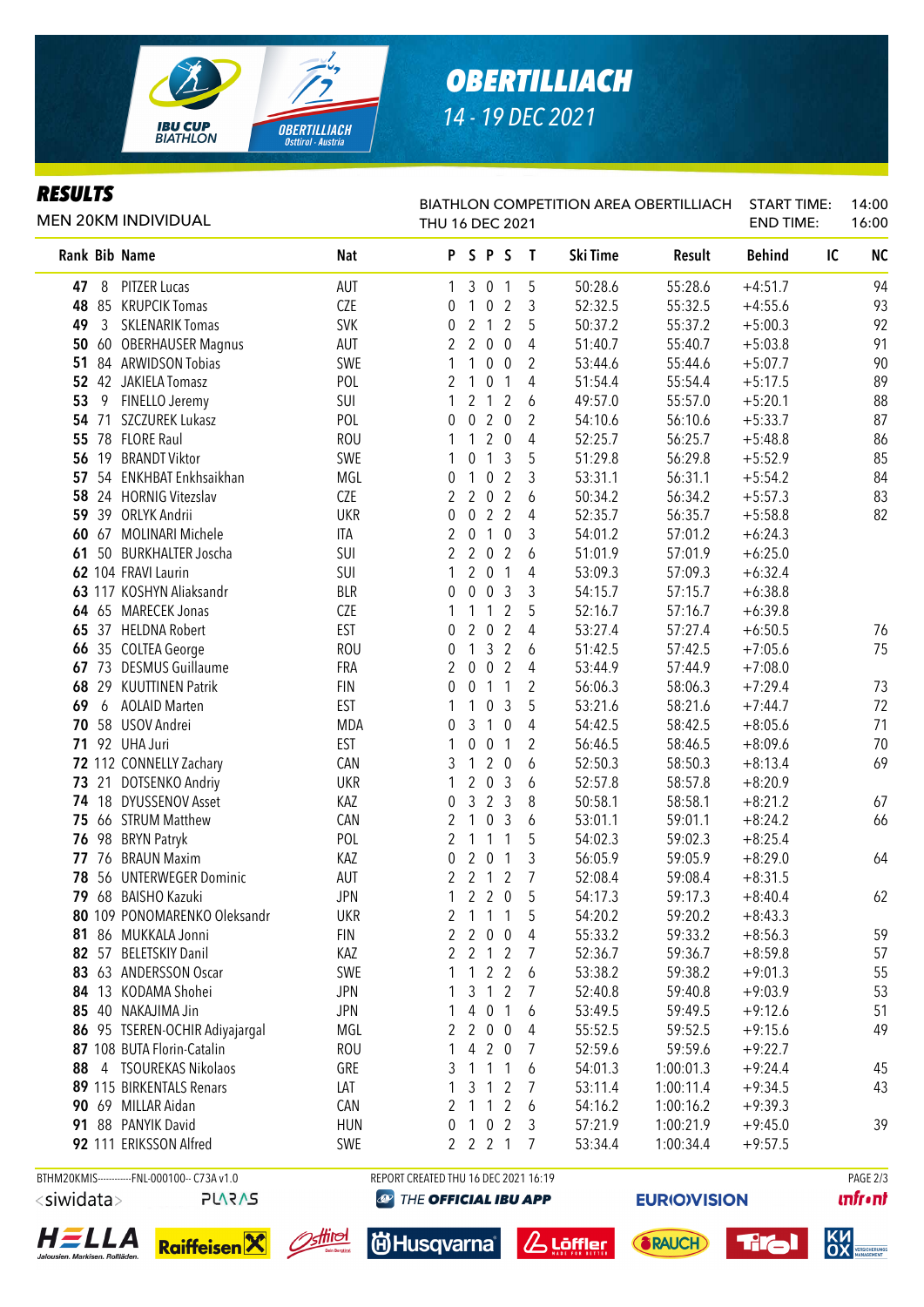# OBERTILLIACH

14 - 19 DEC 2021

## RESULTS

MEN 20KM INDIVIDUAL

BIATHLON COMPETITION AREA OBERTILLIACH
THU 16 DEC 2021

START TIME: 14:00
END TIME: 16:00

| Rank | Bib | Name | Nat | P | S | P | S | T | Ski Time | Result | Behind | IC | NC |
|---|---|---|---|---|---|---|---|---|---|---|---|---|---|
| 47 | 8 | PITZER Lucas | AUT | 1 | 3 | 0 | 1 | 5 | 50:28.6 | 55:28.6 | +4:51.7 | | 94 |
| 48 | 85 | KRUPCIK Tomas | CZE | 0 | 1 | 0 | 2 | 3 | 52:32.5 | 55:32.5 | +4:55.6 | | 93 |
| 49 | 3 | SKLENARIK Tomas | SVK | 0 | 2 | 1 | 2 | 5 | 50:37.2 | 55:37.2 | +5:00.3 | | 92 |
| 50 | 60 | OBERHAUSER Magnus | AUT | 2 | 2 | 0 | 0 | 4 | 51:40.7 | 55:40.7 | +5:03.8 | | 91 |
| 51 | 84 | ARWIDSON Tobias | SWE | 1 | 1 | 0 | 0 | 2 | 53:44.6 | 55:44.6 | +5:07.7 | | 90 |
| 52 | 42 | JAKIELA Tomasz | POL | 2 | 1 | 0 | 1 | 4 | 51:54.4 | 55:54.4 | +5:17.5 | | 89 |
| 53 | 9 | FINELLO Jeremy | SUI | 1 | 2 | 1 | 2 | 6 | 49:57.0 | 55:57.0 | +5:20.1 | | 88 |
| 54 | 71 | SZCZUREK Lukasz | POL | 0 | 0 | 2 | 0 | 2 | 54:10.6 | 56:10.6 | +5:33.7 | | 87 |
| 55 | 78 | FLORE Raul | ROU | 1 | 1 | 2 | 0 | 4 | 52:25.7 | 56:25.7 | +5:48.8 | | 86 |
| 56 | 19 | BRANDT Viktor | SWE | 1 | 0 | 1 | 3 | 5 | 51:29.8 | 56:29.8 | +5:52.9 | | 85 |
| 57 | 54 | ENKHBAT Enkhsaikhan | MGL | 0 | 1 | 0 | 2 | 3 | 53:31.1 | 56:31.1 | +5:54.2 | | 84 |
| 58 | 24 | HORNIG Vitezslav | CZE | 2 | 2 | 0 | 2 | 6 | 50:34.2 | 56:34.2 | +5:57.3 | | 83 |
| 59 | 39 | ORLYK Andrii | UKR | 0 | 0 | 2 | 2 | 4 | 52:35.7 | 56:35.7 | +5:58.8 | | 82 |
| 60 | 67 | MOLINARI Michele | ITA | 2 | 0 | 1 | 0 | 3 | 54:01.2 | 57:01.2 | +6:24.3 | | |
| 61 | 50 | BURKHALTER Joscha | SUI | 2 | 2 | 0 | 2 | 6 | 51:01.9 | 57:01.9 | +6:25.0 | | |
| 62 | 104 | FRAVI Laurin | SUI | 1 | 2 | 0 | 1 | 4 | 53:09.3 | 57:09.3 | +6:32.4 | | |
| 63 | 117 | KOSHYN Aliaksandr | BLR | 0 | 0 | 0 | 3 | 3 | 54:15.7 | 57:15.7 | +6:38.8 | | |
| 64 | 65 | MARECEK Jonas | CZE | 1 | 1 | 1 | 2 | 5 | 52:16.7 | 57:16.7 | +6:39.8 | | |
| 65 | 37 | HELDNA Robert | EST | 0 | 2 | 0 | 2 | 4 | 53:27.4 | 57:27.4 | +6:50.5 | | 76 |
| 66 | 35 | COLTEA George | ROU | 0 | 1 | 3 | 2 | 6 | 51:42.5 | 57:42.5 | +7:05.6 | | 75 |
| 67 | 73 | DESMUS Guillaume | FRA | 2 | 0 | 0 | 2 | 4 | 53:44.9 | 57:44.9 | +7:08.0 | | |
| 68 | 29 | KUUTTINEN Patrik | FIN | 0 | 0 | 1 | 1 | 2 | 56:06.3 | 58:06.3 | +7:29.4 | | 73 |
| 69 | 6 | AOLAID Marten | EST | 1 | 1 | 0 | 3 | 5 | 53:21.6 | 58:21.6 | +7:44.7 | | 72 |
| 70 | 58 | USOV Andrei | MDA | 0 | 3 | 1 | 0 | 4 | 54:42.5 | 58:42.5 | +8:05.6 | | 71 |
| 71 | 92 | UHA Juri | EST | 1 | 0 | 0 | 1 | 2 | 56:46.5 | 58:46.5 | +8:09.6 | | 70 |
| 72 | 112 | CONNELLY Zachary | CAN | 3 | 1 | 2 | 0 | 6 | 52:50.3 | 58:50.3 | +8:13.4 | | 69 |
| 73 | 21 | DOTSENKO Andriy | UKR | 1 | 2 | 0 | 3 | 6 | 52:57.8 | 58:57.8 | +8:20.9 | | |
| 74 | 18 | DYUSSENOV Asset | KAZ | 0 | 3 | 2 | 3 | 8 | 50:58.1 | 58:58.1 | +8:21.2 | | 67 |
| 75 | 66 | STRUM Matthew | CAN | 2 | 1 | 0 | 3 | 6 | 53:01.1 | 59:01.1 | +8:24.2 | | 66 |
| 76 | 98 | BRYN Patryk | POL | 2 | 1 | 1 | 1 | 5 | 54:02.3 | 59:02.3 | +8:25.4 | | |
| 77 | 76 | BRAUN Maxim | KAZ | 0 | 2 | 0 | 1 | 3 | 56:05.9 | 59:05.9 | +8:29.0 | | 64 |
| 78 | 56 | UNTERWEGER Dominic | AUT | 2 | 2 | 1 | 2 | 7 | 52:08.4 | 59:08.4 | +8:31.5 | | |
| 79 | 68 | BAISHO Kazuki | JPN | 1 | 2 | 2 | 0 | 5 | 54:17.3 | 59:17.3 | +8:40.4 | | 62 |
| 80 | 109 | PONOMARENKO Oleksandr | UKR | 2 | 1 | 1 | 1 | 5 | 54:20.2 | 59:20.2 | +8:43.3 | | |
| 81 | 86 | MUKKALA Jonni | FIN | 2 | 2 | 0 | 0 | 4 | 55:33.2 | 59:33.2 | +8:56.3 | | 59 |
| 82 | 57 | BELETSKIY Danil | KAZ | 2 | 2 | 1 | 2 | 7 | 52:36.7 | 59:36.7 | +8:59.8 | | 57 |
| 83 | 63 | ANDERSSON Oscar | SWE | 1 | 1 | 2 | 2 | 6 | 53:38.2 | 59:38.2 | +9:01.3 | | 55 |
| 84 | 13 | KODAMA Shohei | JPN | 1 | 3 | 1 | 2 | 7 | 52:40.8 | 59:40.8 | +9:03.9 | | 53 |
| 85 | 40 | NAKAJIMA Jin | JPN | 1 | 4 | 0 | 1 | 6 | 53:49.5 | 59:49.5 | +9:12.6 | | 51 |
| 86 | 95 | TSEREN-OCHIR Adiyajargal | MGL | 2 | 2 | 0 | 0 | 4 | 55:52.5 | 59:52.5 | +9:15.6 | | 49 |
| 87 | 108 | BUTA Florin-Catalin | ROU | 1 | 4 | 2 | 0 | 7 | 52:59.6 | 59:59.6 | +9:22.7 | | |
| 88 | 4 | TSOUREKAS Nikolaos | GRE | 3 | 1 | 1 | 1 | 6 | 54:01.3 | 1:00:01.3 | +9:24.4 | | 45 |
| 89 | 115 | BIRKENTALS Renars | LAT | 1 | 3 | 1 | 2 | 7 | 53:11.4 | 1:00:11.4 | +9:34.5 | | 43 |
| 90 | 69 | MILLAR Aidan | CAN | 2 | 1 | 1 | 2 | 6 | 54:16.2 | 1:00:16.2 | +9:39.3 | | |
| 91 | 88 | PANYIK David | HUN | 0 | 1 | 0 | 2 | 3 | 57:21.9 | 1:00:21.9 | +9:45.0 | | 39 |
| 92 | 111 | ERIKSSON Alfred | SWE | 2 | 2 | 2 | 1 | 7 | 53:34.4 | 1:00:34.4 | +9:57.5 | | |

BTHM20KMIS-----------FNL-000100-- C73A v1.0 REPORT CREATED THU 16 DEC 2021 16:19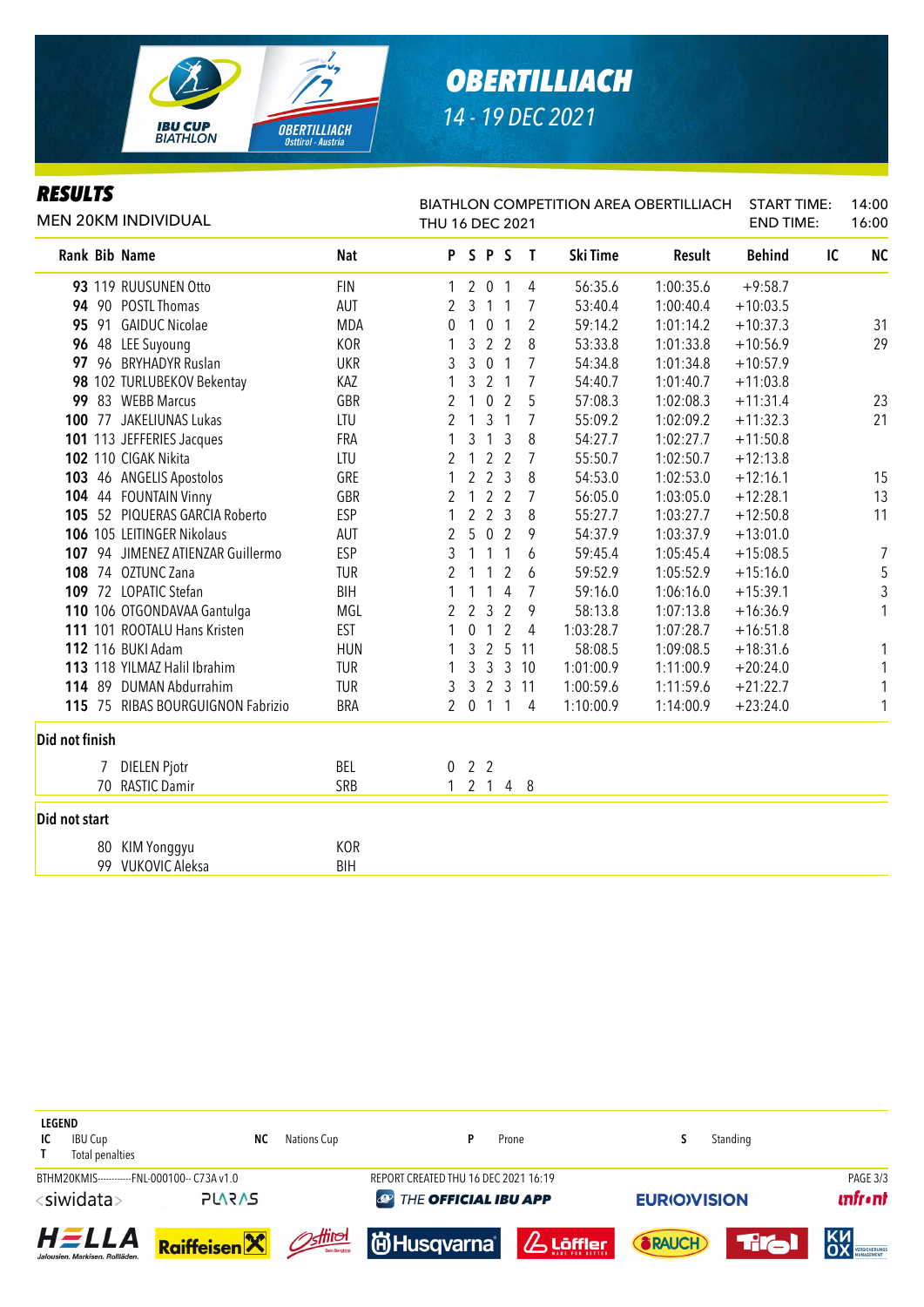# OBERTILLIACH

14 - 19 DEC 2021

## RESULTS

MEN 20KM INDIVIDUAL

BIATHLON COMPETITION AREA OBERTILLIACH
THU 16 DEC 2021

START TIME: 14:00
END TIME: 16:00

| Rank | Bib | Name | Nat | P | S | P | S | T | Ski Time | Result | Behind | IC | NC |
|---|---|---|---|---|---|---|---|---|---|---|---|---|---|
| 93 | 119 | RUUSUNEN Otto | FIN | 1 | 2 | 0 | 1 | 4 | 56:35.6 | 1:00:35.6 | +9:58.7 | | |
| 94 | 90 | POSTL Thomas | AUT | 2 | 3 | 1 | 1 | 7 | 53:40.4 | 1:00:40.4 | +10:03.5 | | |
| 95 | 91 | GAIDUC Nicolae | MDA | 0 | 1 | 0 | 1 | 2 | 59:14.2 | 1:01:14.2 | +10:37.3 | | 31 |
| 96 | 48 | LEE Suyoung | KOR | 1 | 3 | 2 | 2 | 8 | 53:33.8 | 1:01:33.8 | +10:56.9 | | 29 |
| 97 | 96 | BRYHADYR Ruslan | UKR | 3 | 3 | 0 | 1 | 7 | 54:34.8 | 1:01:34.8 | +10:57.9 | | |
| 98 | 102 | TURLUBEKOV Bekentay | KAZ | 1 | 3 | 2 | 1 | 7 | 54:40.7 | 1:01:40.7 | +11:03.8 | | |
| 99 | 83 | WEBB Marcus | GBR | 2 | 1 | 0 | 2 | 5 | 57:08.3 | 1:02:08.3 | +11:31.4 | | 23 |
| 100 | 77 | JAKELIUNAS Lukas | LTU | 2 | 1 | 3 | 1 | 7 | 55:09.2 | 1:02:09.2 | +11:32.3 | | 21 |
| 101 | 113 | JEFFERIES Jacques | FRA | 1 | 3 | 1 | 3 | 8 | 54:27.7 | 1:02:27.7 | +11:50.8 | | |
| 102 | 110 | CIGAK Nikita | LTU | 2 | 1 | 2 | 2 | 7 | 55:50.7 | 1:02:50.7 | +12:13.8 | | |
| 103 | 46 | ANGELIS Apostolos | GRE | 1 | 2 | 2 | 3 | 8 | 54:53.0 | 1:02:53.0 | +12:16.1 | | 15 |
| 104 | 44 | FOUNTAIN Vinny | GBR | 2 | 1 | 2 | 2 | 7 | 56:05.0 | 1:03:05.0 | +12:28.1 | | 13 |
| 105 | 52 | PIQUERAS GARCIA Roberto | ESP | 1 | 2 | 2 | 3 | 8 | 55:27.7 | 1:03:27.7 | +12:50.8 | | 11 |
| 106 | 105 | LEITINGER Nikolaus | AUT | 2 | 5 | 0 | 2 | 9 | 54:37.9 | 1:03:37.9 | +13:01.0 | | |
| 107 | 94 | JIMENEZ ATIENZAR Guillermo | ESP | 3 | 1 | 1 | 1 | 6 | 59:45.4 | 1:05:45.4 | +15:08.5 | | 7 |
| 108 | 74 | OZTUNC Zana | TUR | 2 | 1 | 1 | 2 | 6 | 59:52.9 | 1:05:52.9 | +15:16.0 | | 5 |
| 109 | 72 | LOPATIC Stefan | BIH | 1 | 1 | 1 | 4 | 7 | 59:16.0 | 1:06:16.0 | +15:39.1 | | 3 |
| 110 | 106 | OTGONDAVAA Gantulga | MGL | 2 | 2 | 3 | 2 | 9 | 58:13.8 | 1:07:13.8 | +16:36.9 | | 1 |
| 111 | 101 | ROOTALU Hans Kristen | EST | 1 | 0 | 1 | 2 | 4 | 1:03:28.7 | 1:07:28.7 | +16:51.8 | | |
| 112 | 116 | BUKI Adam | HUN | 1 | 3 | 2 | 5 | 11 | 58:08.5 | 1:09:08.5 | +18:31.6 | | 1 |
| 113 | 118 | YILMAZ Halil Ibrahim | TUR | 1 | 3 | 3 | 3 | 10 | 1:01:00.9 | 1:11:00.9 | +20:24.0 | | 1 |
| 114 | 89 | DUMAN Abdurrahim | TUR | 3 | 3 | 2 | 3 | 11 | 1:00:59.6 | 1:11:59.6 | +21:22.7 | | 1 |
| 115 | 75 | RIBAS BOURGUIGNON Fabrizio | BRA | 2 | 0 | 1 | 1 | 4 | 1:10:00.9 | 1:14:00.9 | +23:24.0 | | 1 |

### Did not finish

| Rank | Bib | Name | Nat | P | S | P | S | T |
|---|---|---|---|---|---|---|---|---|
| | 7 | DIELEN Pjotr | BEL | 0 | 2 | 2 | | |
| | 70 | RASTIC Damir | SRB | 1 | 2 | 1 | 4 | 8 |

### Did not start

| Rank | Bib | Name | Nat |
|---|---|---|---|
| | 80 | KIM Yonggyu | KOR |
| | 99 | VUKOVIC Aleksa | BIH |

**LEGEND**
IC IBU Cup
T Total penalties
NC Nations Cup
P Prone
S Standing

BTHM20KMIS-----------FNL-000100-- C73A v1.0
REPORT CREATED THU 16 DEC 2021 16:19